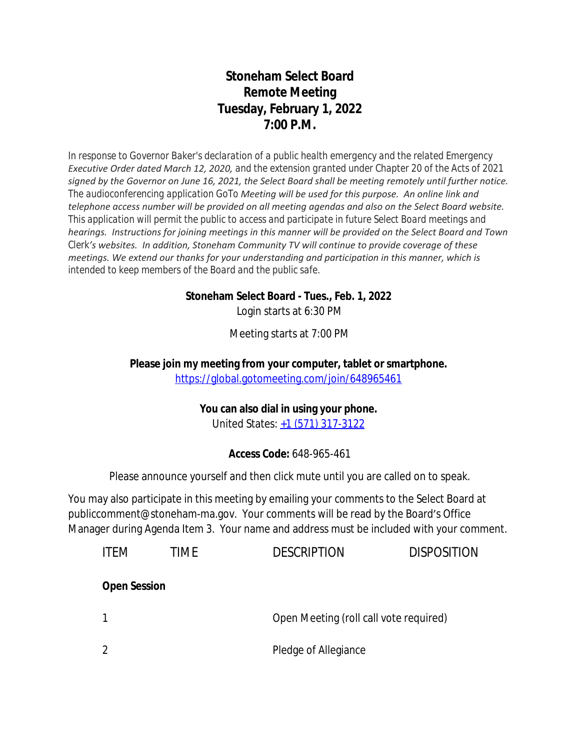# Stoneham Select Board
## Remote Meeting
## Tuesday, February 1, 2022
## 7:00 P.M.

In response to Governor Baker's declaration of a public health emergency and the related Emergency *Executive Order dated March 12, 2020,* and the extension granted under Chapter 20 of the Acts of 2021 *signed by the Governor on June 16, 2021, the Select Board shall be meeting remotely until further notice.* The audioconferencing application GoTo *Meeting will be used for this purpose. An online link and telephone access number will be provided on all meeting agendas and also on the Select Board website.* This application will permit the public to access and participate in future Select Board meetings and *hearings. Instructions for joining meetings in this manner will be provided on the Select Board and Town* Clerk*'s websites. In addition, Stoneham Community TV will continue to provide coverage of these meetings. We extend our thanks for your understanding and participation in this manner, which is* intended to keep members of the Board and the public safe.

**Stoneham Select Board - Tues., Feb. 1, 2022**

Login starts at 6:30 PM

Meeting starts at 7:00 PM

**Please join my meeting from your computer, tablet or smartphone.**

https://global.gotomeeting.com/join/648965461

**You can also dial in using your phone.**

United States: +1 (571) 317-3122

**Access Code:** 648-965-461

Please announce yourself and then click mute until you are called on to speak.

You may also participate in this meeting by emailing your comments to the Select Board at publiccomment@stoneham-ma.gov. Your comments will be read by the Board's Office Manager during Agenda Item 3. Your name and address must be included with your comment.

| ITEM | TIME | DESCRIPTION | DISPOSITION |
|---|---|---|---|
| **Open Session** | | | |
| 1 | | Open Meeting (roll call vote required) | |
| 2 | | Pledge of Allegiance | |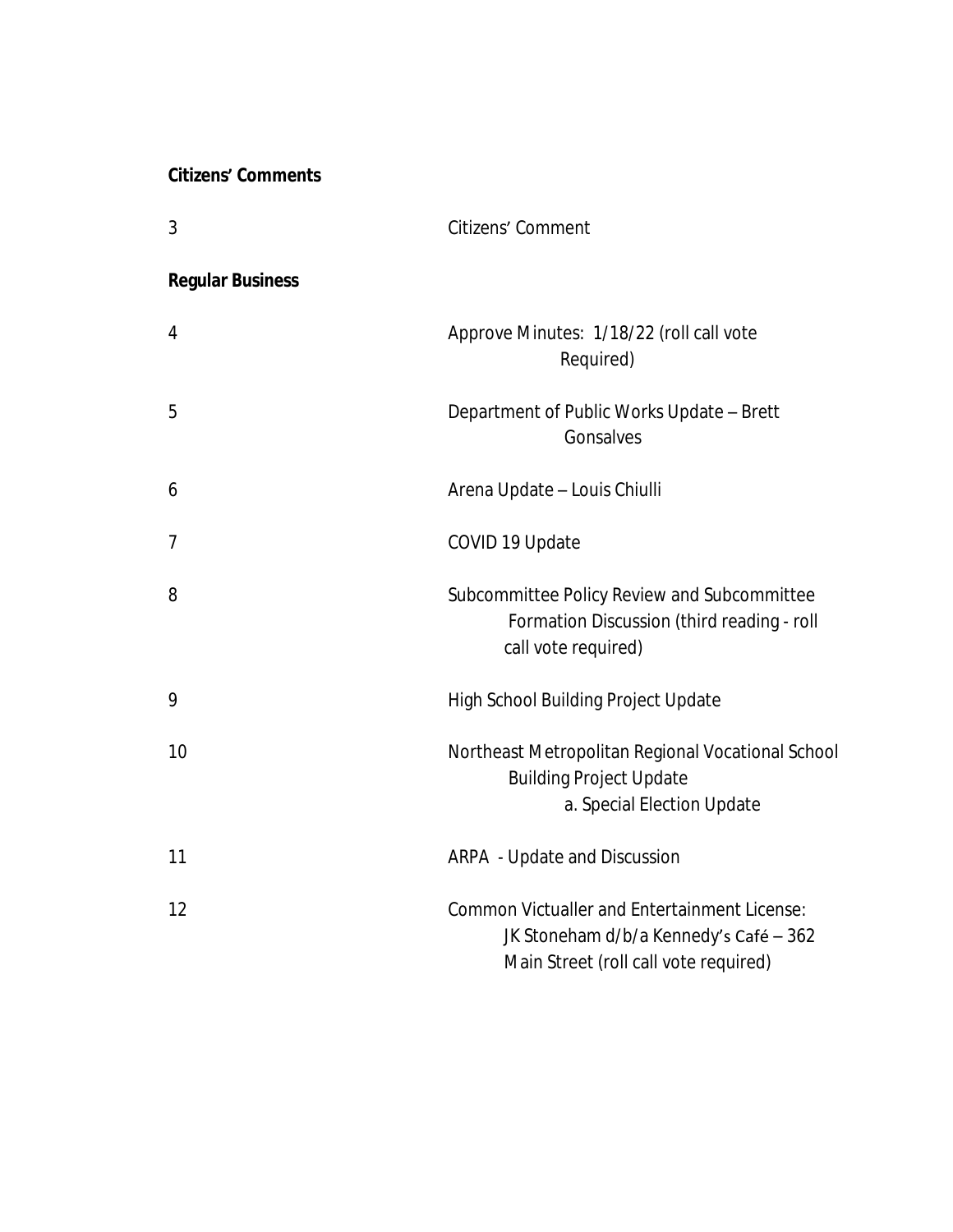**Citizens' Comments**

| | |
|---|---|
| 3 | Citizens' Comment |

**Regular Business**

| | |
|---|---|
| 4 | Approve Minutes: 1/18/22 (roll call vote Required) |
| 5 | Department of Public Works Update – Brett Gonsalves |
| 6 | Arena Update – Louis Chiulli |
| 7 | COVID 19 Update |
| 8 | Subcommittee Policy Review and Subcommittee Formation Discussion (third reading - roll call vote required) |
| 9 | High School Building Project Update |
| 10 | Northeast Metropolitan Regional Vocational School Building Project Update<br>a. Special Election Update |
| 11 | ARPA - Update and Discussion |
| 12 | Common Victualler and Entertainment License: JK Stoneham d/b/a Kennedy's Café – 362 Main Street (roll call vote required) |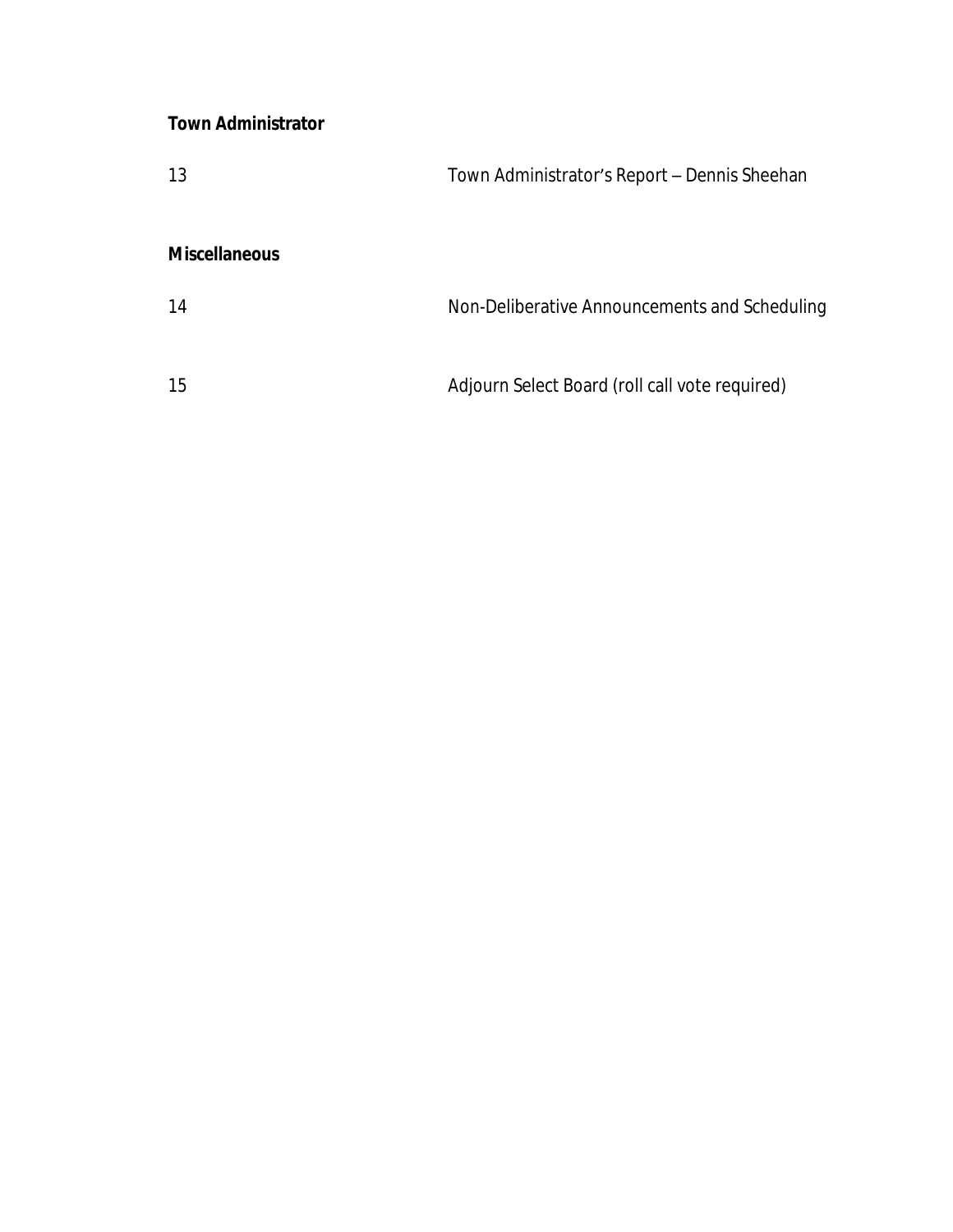**Town Administrator**

| | |
|---|---|
| 13 | Town Administrator's Report – Dennis Sheehan |

**Miscellaneous**

| | |
|---|---|
| 14 | Non-Deliberative Announcements and Scheduling |
| 15 | Adjourn Select Board (roll call vote required) |